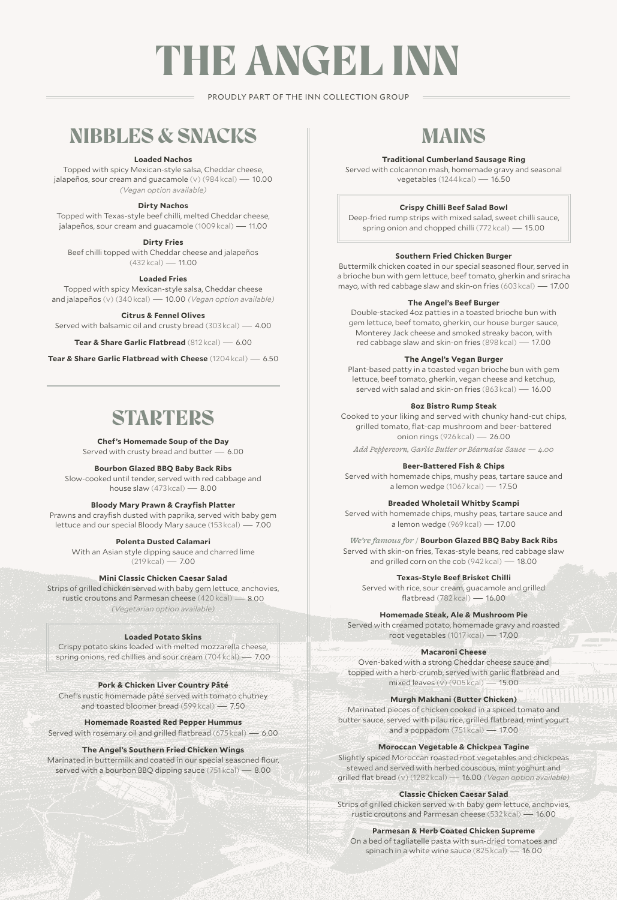# THE ANGEL INN

PROUDLY PART OF THE INN COLLECTION GROUP

## NIBBLES & SNACKS

**Loaded Nachos**
Topped with spicy Mexican-style salsa, Cheddar cheese, jalapeños, sour cream and guacamole (v) (984 kcal) — 10.00
*(Vegan option available)*

**Dirty Nachos**
Topped with Texas-style beef chilli, melted Cheddar cheese, jalapeños, sour cream and guacamole (1009 kcal) — 11.00

**Dirty Fries**
Beef chilli topped with Cheddar cheese and jalapeños (432 kcal) — 11.00

**Loaded Fries**
Topped with spicy Mexican-style salsa, Cheddar cheese and jalapeños (v) (340 kcal) — 10.00 *(Vegan option available)*

**Citrus & Fennel Olives**
Served with balsamic oil and crusty bread (303 kcal) — 4.00

**Tear & Share Garlic Flatbread** (812 kcal) — 6.00

**Tear & Share Garlic Flatbread with Cheese** (1204 kcal) — 6.50

## STARTERS

**Chef's Homemade Soup of the Day**
Served with crusty bread and butter — 6.00

**Bourbon Glazed BBQ Baby Back Ribs**
Slow-cooked until tender, served with red cabbage and house slaw (473 kcal) — 8.00

**Bloody Mary Prawn & Crayfish Platter**
Prawns and crayfish dusted with paprika, served with baby gem lettuce and our special Bloody Mary sauce (153 kcal) — 7.00

**Polenta Dusted Calamari**
With an Asian style dipping sauce and charred lime (219 kcal) — 7.00

**Mini Classic Chicken Caesar Salad**
Strips of grilled chicken served with baby gem lettuce, anchovies, rustic croutons and Parmesan cheese (420 kcal) — 8.00
*(Vegetarian option available)*

**Loaded Potato Skins**
Crispy potato skins loaded with melted mozzarella cheese, spring onions, red chillies and sour cream (704 kcal) — 7.00

**Pork & Chicken Liver Country Pâté**
Chef's rustic homemade pâté served with tomato chutney and toasted bloomer bread (599 kcal) — 7.50

**Homemade Roasted Red Pepper Hummus**
Served with rosemary oil and grilled flatbread (675 kcal) — 6.00

**The Angel's Southern Fried Chicken Wings**
Marinated in buttermilk and coated in our special seasoned flour, served with a bourbon BBQ dipping sauce (751 kcal) — 8.00

## MAINS

**Traditional Cumberland Sausage Ring**
Served with colcannon mash, homemade gravy and seasonal vegetables (1244 kcal) — 16.50

**Crispy Chilli Beef Salad Bowl**
Deep-fried rump strips with mixed salad, sweet chilli sauce, spring onion and chopped chilli (772 kcal) — 15.00

**Southern Fried Chicken Burger**
Buttermilk chicken coated in our special seasoned flour, served in a brioche bun with gem lettuce, beef tomato, gherkin and sriracha mayo, with red cabbage slaw and skin-on fries (603 kcal) — 17.00

**The Angel's Beef Burger**
Double-stacked 4oz patties in a toasted brioche bun with gem lettuce, beef tomato, gherkin, our house burger sauce, Monterey Jack cheese and smoked streaky bacon, with red cabbage slaw and skin-on fries (898 kcal) — 17.00

**The Angel's Vegan Burger**
Plant-based patty in a toasted vegan brioche bun with gem lettuce, beef tomato, gherkin, vegan cheese and ketchup, served with salad and skin-on fries (863 kcal) — 16.00

**8oz Bistro Rump Steak**
Cooked to your liking and served with chunky hand-cut chips, grilled tomato, flat-cap mushroom and beer-battered onion rings (926 kcal) — 26.00
*Add Peppercorn, Garlic Butter or Béarnaise Sauce — 4.00*

**Beer-Battered Fish & Chips**
Served with homemade chips, mushy peas, tartare sauce and a lemon wedge (1067 kcal) — 17.50

**Breaded Wholetail Whitby Scampi**
Served with homemade chips, mushy peas, tartare sauce and a lemon wedge (969 kcal) — 17.00

*We're famous for* / **Bourbon Glazed BBQ Baby Back Ribs**
Served with skin-on fries, Texas-style beans, red cabbage slaw and grilled corn on the cob (942 kcal) — 18.00

**Texas-Style Beef Brisket Chilli**
Served with rice, sour cream, guacamole and grilled flatbread (782 kcal) — 16.00

**Homemade Steak, Ale & Mushroom Pie**
Served with creamed potato, homemade gravy and roasted root vegetables (1017 kcal) — 17.00

**Macaroni Cheese**
Oven-baked with a strong Cheddar cheese sauce and topped with a herb-crumb, served with garlic flatbread and mixed leaves (v) (905 kcal) — 15.00

**Murgh Makhani (Butter Chicken)**
Marinated pieces of chicken cooked in a spiced tomato and butter sauce, served with pilau rice, grilled flatbread, mint yogurt and a poppadom (751 kcal) — 17.00

**Moroccan Vegetable & Chickpea Tagine**
Slightly spiced Moroccan roasted root vegetables and chickpeas stewed and served with herbed couscous, mint yoghurt and grilled flat bread (v) (1282 kcal) — 16.00 *(Vegan option available)*

**Classic Chicken Caesar Salad**
Strips of grilled chicken served with baby gem lettuce, anchovies, rustic croutons and Parmesan cheese (532 kcal) — 16.00

**Parmesan & Herb Coated Chicken Supreme**
On a bed of tagliatelle pasta with sun-dried tomatoes and spinach in a white wine sauce (825 kcal) — 16.00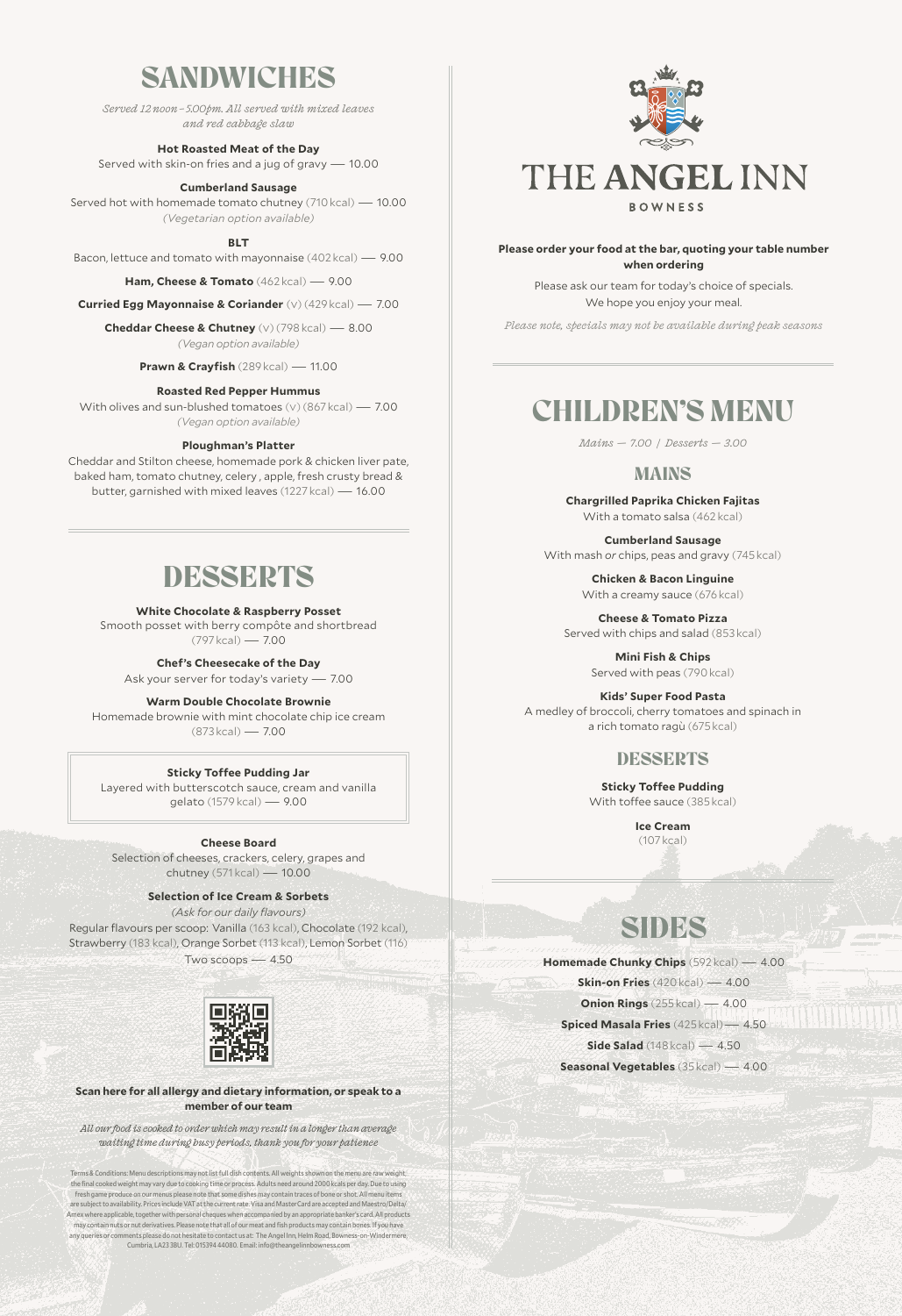# SANDWICHES

*Served 12 noon – 5.00pm. All served with mixed leaves and red cabbage slaw*

**Hot Roasted Meat of the Day**
Served with skin-on fries and a jug of gravy — 10.00

**Cumberland Sausage**
Served hot with homemade tomato chutney (710 kcal) — 10.00
*(Vegetarian option available)*

**BLT**
Bacon, lettuce and tomato with mayonnaise (402 kcal) — 9.00

**Ham, Cheese & Tomato** (462 kcal) — 9.00

**Curried Egg Mayonnaise & Coriander** (v) (429 kcal) — 7.00

**Cheddar Cheese & Chutney** (v) (798 kcal) — 8.00
*(Vegan option available)*

**Prawn & Crayfish** (289 kcal) — 11.00

**Roasted Red Pepper Hummus**
With olives and sun-blushed tomatoes (v) (867 kcal) — 7.00
*(Vegan option available)*

**Ploughman's Platter**
Cheddar and Stilton cheese, homemade pork & chicken liver pate, baked ham, tomato chutney, celery , apple, fresh crusty bread & butter, garnished with mixed leaves (1227 kcal) — 16.00

# DESSERTS

**White Chocolate & Raspberry Posset**
Smooth posset with berry compôte and shortbread (797 kcal) — 7.00

**Chef's Cheesecake of the Day**
Ask your server for today's variety — 7.00

**Warm Double Chocolate Brownie**
Homemade brownie with mint chocolate chip ice cream (873 kcal) — 7.00

**Sticky Toffee Pudding Jar**
Layered with butterscotch sauce, cream and vanilla gelato (1579 kcal) — 9.00

**Cheese Board**
Selection of cheeses, crackers, celery, grapes and chutney (571 kcal) — 10.00

**Selection of Ice Cream & Sorbets**
*(Ask for our daily flavours)*
Regular flavours per scoop: Vanilla (163 kcal), Chocolate (192 kcal), Strawberry (183 kcal), Orange Sorbet (113 kcal), Lemon Sorbet (116)
Two scoops — 4.50

**Scan here for all allergy and dietary information, or speak to a member of our team**

*All our food is cooked to order which may result in a longer than average waiting time during busy periods, thank you for your patience*

Terms & Conditions: Menu descriptions may not list full dish contents. All weights shown on the menu are raw weight, the final cooked weight may vary due to cooking time or process. Adults need around 2000 kcals per day. Due to using fresh game produce on our menus please note that some dishes may contain traces of bone or shot. All menu items are subject to availability. Prices include VAT at the current rate. Visa and MasterCard are accepted and Maestro/Delta/Amex where applicable, together with personal cheques when accompanied by an appropriate banker's card. All products may contain nuts or nut derivatives. Please note that all of our meat and fish products may contain bones. If you have any queries or comments please do not hesitate to contact us at: The Angel Inn, Helm Road, Bowness-on-Windermere, Cumbria, LA23 3BU. Tel: 015394 44080. Email: info@theangelinnbowness.com

# THE ANGEL INN
BOWNESS

**Please order your food at the bar, quoting your table number when ordering**

Please ask our team for today's choice of specials.
We hope you enjoy your meal.

*Please note, specials may not be available during peak seasons*

# CHILDREN'S MENU

*Mains — 7.00 / Desserts — 3.00*

## MAINS

**Chargrilled Paprika Chicken Fajitas**
With a tomato salsa (462 kcal)

**Cumberland Sausage**
With mash *or* chips, peas and gravy (745 kcal)

**Chicken & Bacon Linguine**
With a creamy sauce (676 kcal)

**Cheese & Tomato Pizza**
Served with chips and salad (853 kcal)

**Mini Fish & Chips**
Served with peas (790 kcal)

**Kids' Super Food Pasta**
A medley of broccoli, cherry tomatoes and spinach in a rich tomato ragù (675 kcal)

## DESSERTS

**Sticky Toffee Pudding**
With toffee sauce (385 kcal)

**Ice Cream**
(107 kcal)

# SIDES

**Homemade Chunky Chips** (592 kcal) — 4.00

**Skin-on Fries** (420 kcal) — 4.00

**Onion Rings** (255 kcal) — 4.00

**Spiced Masala Fries** (425 kcal) — 4.50

**Side Salad** (148 kcal) — 4.50

**Seasonal Vegetables** (35 kcal) — 4.00